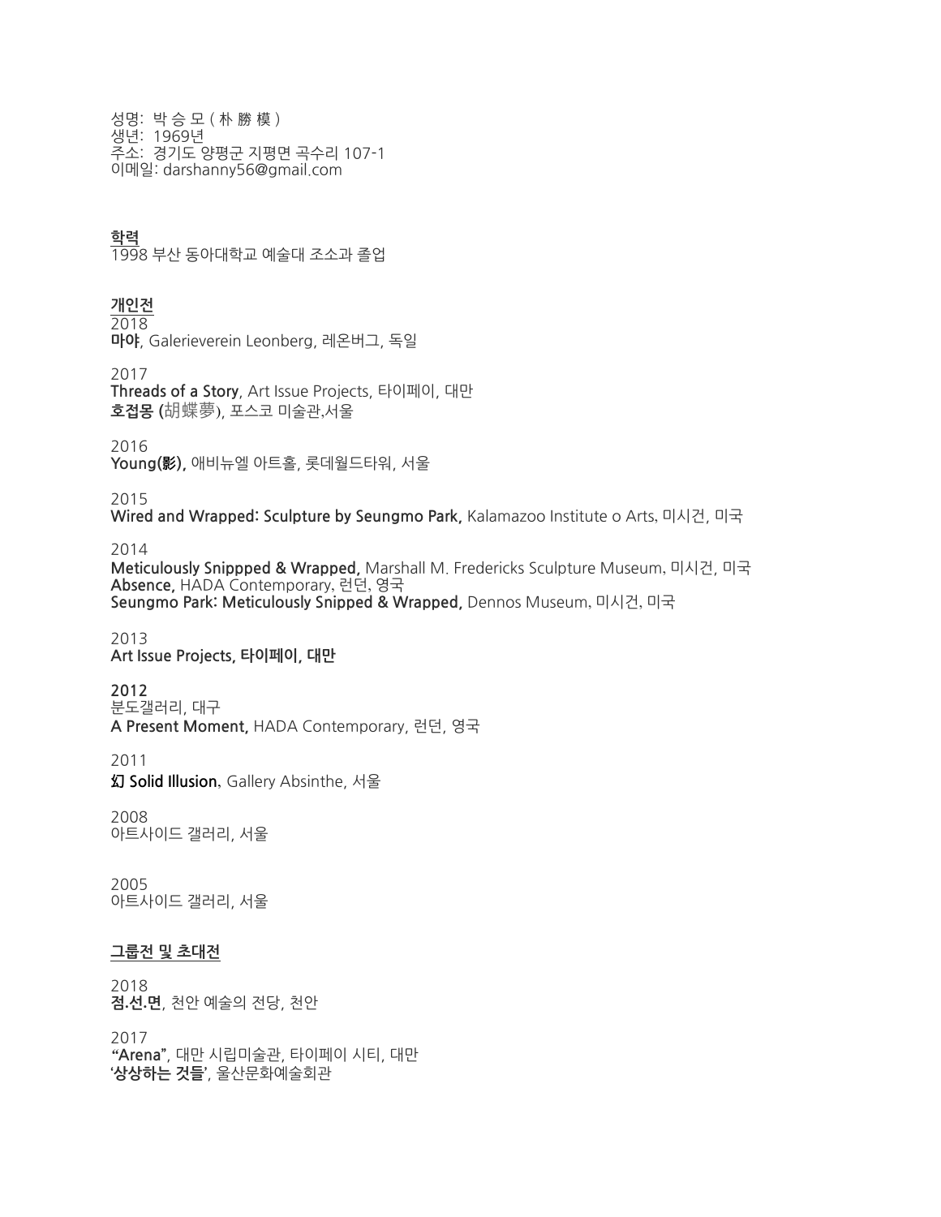성명: 박 승 모 ( 朴 勝 模 )
생년: 1969년
주소: 경기도 양평군 지평면 곡수리 107-1
이메일: darshanny56@gmail.com

## 학력

1998 부산 동아대학교 예술대 조소과 졸업

## 개인전

2018
**마야**, Galerieverein Leonberg, 레온버그, 독일

2017
**Threads of a Story**, Art Issue Projects, 타이페이, 대만
**호접몽 (胡蝶夢)**, 포스코 미술관,서울

2016
**Young(影),** 애비뉴엘 아트홀, 롯데월드타워, 서울

2015
**Wired and Wrapped: Sculpture by Seungmo Park,** Kalamazoo Institute o Arts, 미시건, 미국

2014
**Meticulously Snippped & Wrapped,** Marshall M. Fredericks Sculpture Museum, 미시건, 미국
**Absence,** HADA Contemporary, 런던, 영국
**Seungmo Park: Meticulously Snipped & Wrapped,** Dennos Museum, 미시건, 미국

2013
**Art Issue Projects, 타이페이, 대만**

**2012**
분도갤러리, 대구
**A Present Moment,** HADA Contemporary, 런던, 영국

2011
**幻 Solid Illusion**, Gallery Absinthe, 서울

2008
아트사이드 갤러리, 서울

2005
아트사이드 갤러리, 서울

## 그룹전 및 초대전

2018
**점.선.면**, 천안 예술의 전당, 천안

2017
**"Arena"**, 대만 시립미술관, 타이페이 시티, 대만
**'상상하는 것들'**, 울산문화예술회관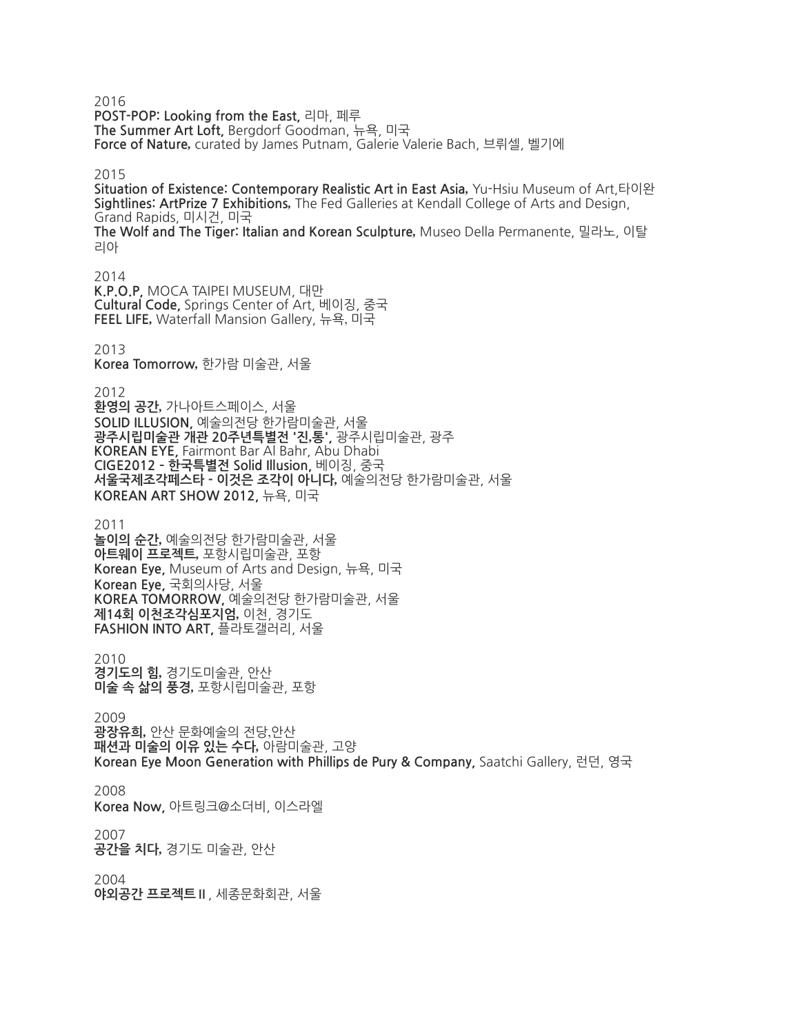2016

**POST-POP: Looking from the East,** 리마, 페루
**The Summer Art Loft,** Bergdorf Goodman, 뉴욕, 미국
**Force of Nature,** curated by James Putnam, Galerie Valerie Bach, 브뤼셀, 벨기에

2015

**Situation of Existence: Contemporary Realistic Art in East Asia,** Yu-Hsiu Museum of Art,타이완
**Sightlines: ArtPrize 7 Exhibitions,** The Fed Galleries at Kendall College of Arts and Design, Grand Rapids, 미시건, 미국
**The Wolf and The Tiger: Italian and Korean Sculpture,** Museo Della Permanente, 밀라노, 이탈리아

2014

**K.P.O.P,** MOCA TAIPEI MUSEUM, 대만
**Cultural Code,** Springs Center of Art, 베이징, 중국
**FEEL LIFE,** Waterfall Mansion Gallery, 뉴욕, 미국

2013

**Korea Tomorrow,** 한가람 미술관, 서울

2012

**환영의 공간,** 가나아트스페이스, 서울
**SOLID ILLUSION,** 예술의전당 한가람미술관, 서울
**광주시립미술관 개관 20주년특별전 '진,통',** 광주시립미술관, 광주
**KOREAN EYE,** Fairmont Bar Al Bahr, Abu Dhabi
**CIGE2012 - 한국특별전 Solid Illusion,** 베이징, 중국
**서울국제조각페스타 - 이것은 조각이 아니다,** 예술의전당 한가람미술관, 서울
**KOREAN ART SHOW 2012,** 뉴욕, 미국

2011

**놀이의 순간,** 예술의전당 한가람미술관, 서울
**아트웨이 프로젝트,** 포항시립미술관, 포항
**Korean Eye,** Museum of Arts and Design, 뉴욕, 미국
**Korean Eye,** 국회의사당, 서울
**KOREA TOMORROW,** 예술의전당 한가람미술관, 서울
**제14회 이천조각심포지엄,** 이천, 경기도
**FASHION INTO ART,** 플라토갤러리, 서울

2010

**경기도의 힘,** 경기도미술관, 안산
**미술 속 삶의 풍경,** 포항시립미술관, 포항

2009

**광장유희,** 안산 문화예술의 전당,안산
**패션과 미술의 이유 있는 수다,** 아람미술관, 고양
**Korean Eye Moon Generation with Phillips de Pury & Company,** Saatchi Gallery, 런던, 영국

2008

**Korea Now,** 아트링크@소더비, 이스라엘

2007

**공간을 치다,** 경기도 미술관, 안산

2004

**야외공간 프로젝트 II** , 세종문화회관, 서울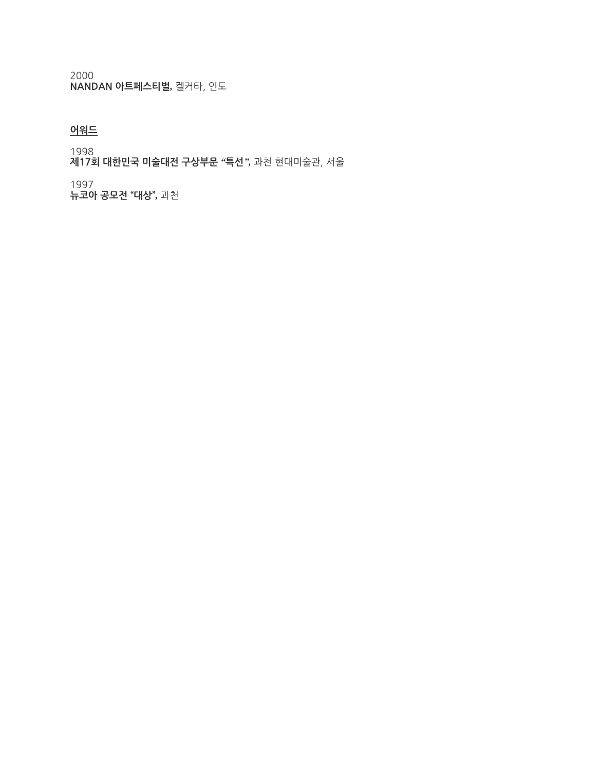2000
**NANDAN 아트페스티벌,** 켈커타, 인도

## 어워드

1998
**제17회 대한민국 미술대전 구상부문 "특선",** 과천 현대미술관, 서울

1997
**뉴코아 공모전 "대상",** 과천